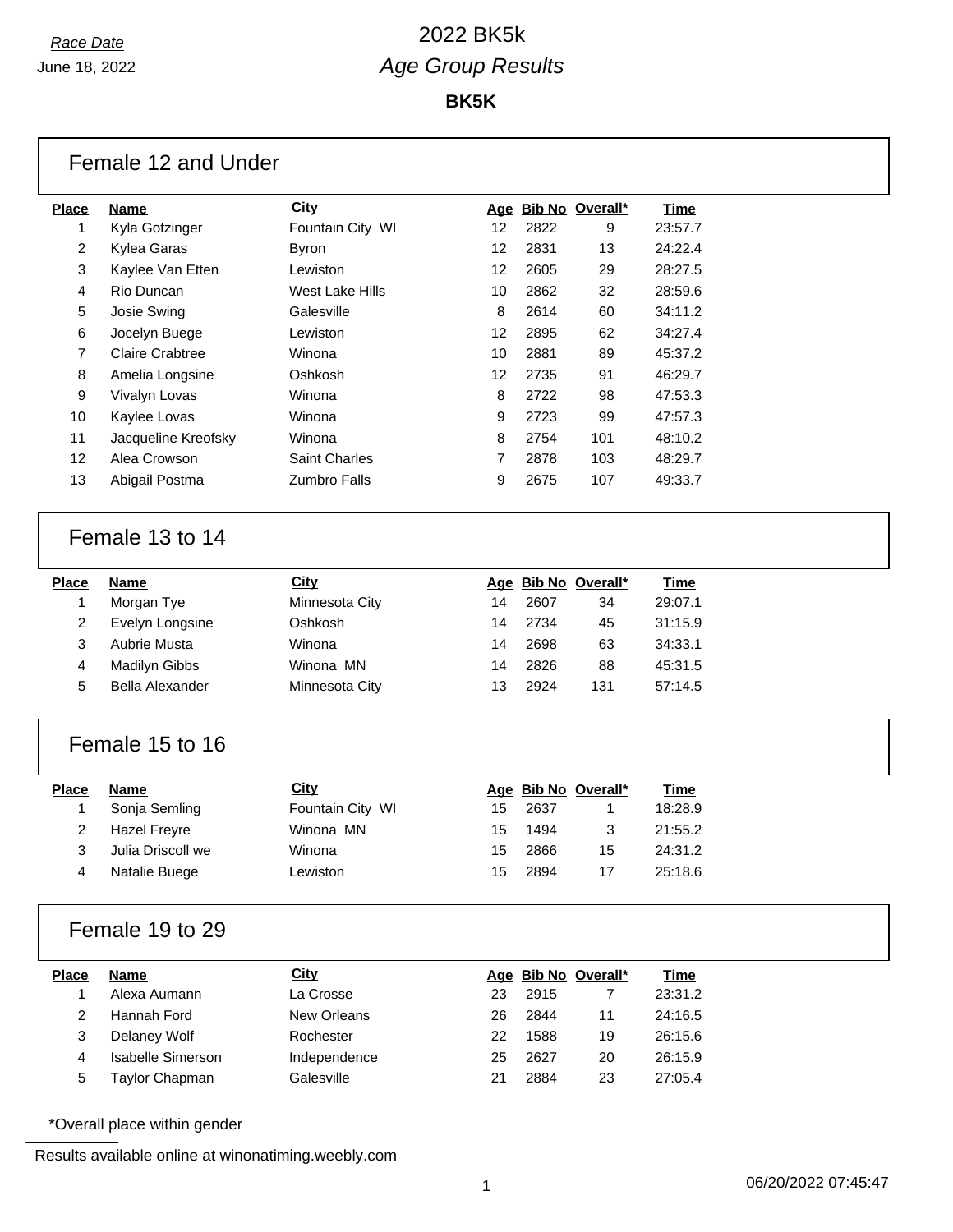*Race Date*

June 18, 2022

# 2022 BK5k

## *Age Group Results*

**BK5K**

### Female 12 and Under

| Place | Name | City | Age | Bib No | Overall* | Time |
|---|---|---|---|---|---|---|
| 1 | Kyla Gotzinger | Fountain City WI | 12 | 2822 | 9 | 23:57.7 |
| 2 | Kylea Garas | Byron | 12 | 2831 | 13 | 24:22.4 |
| 3 | Kaylee Van Etten | Lewiston | 12 | 2605 | 29 | 28:27.5 |
| 4 | Rio Duncan | West Lake Hills | 10 | 2862 | 32 | 28:59.6 |
| 5 | Josie Swing | Galesville | 8 | 2614 | 60 | 34:11.2 |
| 6 | Jocelyn Buege | Lewiston | 12 | 2895 | 62 | 34:27.4 |
| 7 | Claire Crabtree | Winona | 10 | 2881 | 89 | 45:37.2 |
| 8 | Amelia Longsine | Oshkosh | 12 | 2735 | 91 | 46:29.7 |
| 9 | Vivalyn Lovas | Winona | 8 | 2722 | 98 | 47:53.3 |
| 10 | Kaylee Lovas | Winona | 9 | 2723 | 99 | 47:57.3 |
| 11 | Jacqueline Kreofsky | Winona | 8 | 2754 | 101 | 48:10.2 |
| 12 | Alea Crowson | Saint Charles | 7 | 2878 | 103 | 48:29.7 |
| 13 | Abigail Postma | Zumbro Falls | 9 | 2675 | 107 | 49:33.7 |

### Female 13 to 14

| Place | Name | City | Age | Bib No | Overall* | Time |
|---|---|---|---|---|---|---|
| 1 | Morgan Tye | Minnesota City | 14 | 2607 | 34 | 29:07.1 |
| 2 | Evelyn Longsine | Oshkosh | 14 | 2734 | 45 | 31:15.9 |
| 3 | Aubrie Musta | Winona | 14 | 2698 | 63 | 34:33.1 |
| 4 | Madilyn Gibbs | Winona MN | 14 | 2826 | 88 | 45:31.5 |
| 5 | Bella Alexander | Minnesota City | 13 | 2924 | 131 | 57:14.5 |

### Female 15 to 16

| Place | Name | City | Age | Bib No | Overall* | Time |
|---|---|---|---|---|---|---|
| 1 | Sonja Semling | Fountain City WI | 15 | 2637 | 1 | 18:28.9 |
| 2 | Hazel Freyre | Winona MN | 15 | 1494 | 3 | 21:55.2 |
| 3 | Julia Driscoll we | Winona | 15 | 2866 | 15 | 24:31.2 |
| 4 | Natalie Buege | Lewiston | 15 | 2894 | 17 | 25:18.6 |

### Female 19 to 29

| Place | Name | City | Age | Bib No | Overall* | Time |
|---|---|---|---|---|---|---|
| 1 | Alexa Aumann | La Crosse | 23 | 2915 | 7 | 23:31.2 |
| 2 | Hannah Ford | New Orleans | 26 | 2844 | 11 | 24:16.5 |
| 3 | Delaney Wolf | Rochester | 22 | 1588 | 19 | 26:15.6 |
| 4 | Isabelle Simerson | Independence | 25 | 2627 | 20 | 26:15.9 |
| 5 | Taylor Chapman | Galesville | 21 | 2884 | 23 | 27:05.4 |

*Overall place within gender

Results available online at winonatiming.weebly.com

06/20/2022 07:45:47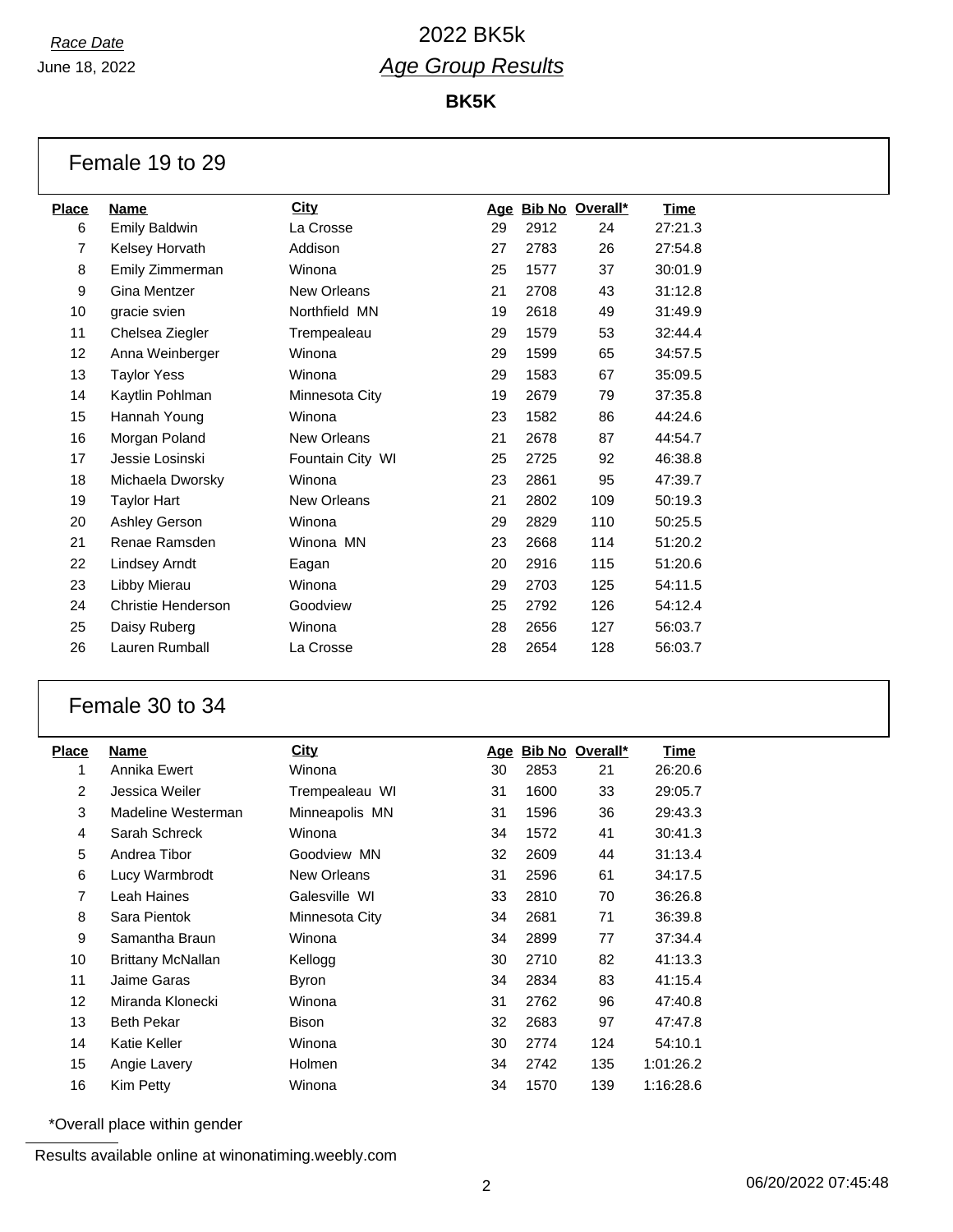*Race Date*

June 18, 2022

# 2022 BK5k

## *Age Group Results*

**BK5K**

### Female 19 to 29

| Place | Name | City | Age | Bib No | Overall* | Time |
|---|---|---|---|---|---|---|
| 6 | Emily Baldwin | La Crosse | 29 | 2912 | 24 | 27:21.3 |
| 7 | Kelsey Horvath | Addison | 27 | 2783 | 26 | 27:54.8 |
| 8 | Emily Zimmerman | Winona | 25 | 1577 | 37 | 30:01.9 |
| 9 | Gina Mentzer | New Orleans | 21 | 2708 | 43 | 31:12.8 |
| 10 | gracie svien | Northfield MN | 19 | 2618 | 49 | 31:49.9 |
| 11 | Chelsea Ziegler | Trempealeau | 29 | 1579 | 53 | 32:44.4 |
| 12 | Anna Weinberger | Winona | 29 | 1599 | 65 | 34:57.5 |
| 13 | Taylor Yess | Winona | 29 | 1583 | 67 | 35:09.5 |
| 14 | Kaytlin Pohlman | Minnesota City | 19 | 2679 | 79 | 37:35.8 |
| 15 | Hannah Young | Winona | 23 | 1582 | 86 | 44:24.6 |
| 16 | Morgan Poland | New Orleans | 21 | 2678 | 87 | 44:54.7 |
| 17 | Jessie Losinski | Fountain City WI | 25 | 2725 | 92 | 46:38.8 |
| 18 | Michaela Dworsky | Winona | 23 | 2861 | 95 | 47:39.7 |
| 19 | Taylor Hart | New Orleans | 21 | 2802 | 109 | 50:19.3 |
| 20 | Ashley Gerson | Winona | 29 | 2829 | 110 | 50:25.5 |
| 21 | Renae Ramsden | Winona MN | 23 | 2668 | 114 | 51:20.2 |
| 22 | Lindsey Arndt | Eagan | 20 | 2916 | 115 | 51:20.6 |
| 23 | Libby Mierau | Winona | 29 | 2703 | 125 | 54:11.5 |
| 24 | Christie Henderson | Goodview | 25 | 2792 | 126 | 54:12.4 |
| 25 | Daisy Ruberg | Winona | 28 | 2656 | 127 | 56:03.7 |
| 26 | Lauren Rumball | La Crosse | 28 | 2654 | 128 | 56:03.7 |

### Female 30 to 34

| Place | Name | City | Age | Bib No | Overall* | Time |
|---|---|---|---|---|---|---|
| 1 | Annika Ewert | Winona | 30 | 2853 | 21 | 26:20.6 |
| 2 | Jessica Weiler | Trempealeau WI | 31 | 1600 | 33 | 29:05.7 |
| 3 | Madeline Westerman | Minneapolis MN | 31 | 1596 | 36 | 29:43.3 |
| 4 | Sarah Schreck | Winona | 34 | 1572 | 41 | 30:41.3 |
| 5 | Andrea Tibor | Goodview MN | 32 | 2609 | 44 | 31:13.4 |
| 6 | Lucy Warmbrodt | New Orleans | 31 | 2596 | 61 | 34:17.5 |
| 7 | Leah Haines | Galesville WI | 33 | 2810 | 70 | 36:26.8 |
| 8 | Sara Pientok | Minnesota City | 34 | 2681 | 71 | 36:39.8 |
| 9 | Samantha Braun | Winona | 34 | 2899 | 77 | 37:34.4 |
| 10 | Brittany McNallan | Kellogg | 30 | 2710 | 82 | 41:13.3 |
| 11 | Jaime Garas | Byron | 34 | 2834 | 83 | 41:15.4 |
| 12 | Miranda Klonecki | Winona | 31 | 2762 | 96 | 47:40.8 |
| 13 | Beth Pekar | Bison | 32 | 2683 | 97 | 47:47.8 |
| 14 | Katie Keller | Winona | 30 | 2774 | 124 | 54:10.1 |
| 15 | Angie Lavery | Holmen | 34 | 2742 | 135 | 1:01:26.2 |
| 16 | Kim Petty | Winona | 34 | 1570 | 139 | 1:16:28.6 |

*Overall place within gender

Results available online at winonatiming.weebly.com

06/20/2022 07:45:48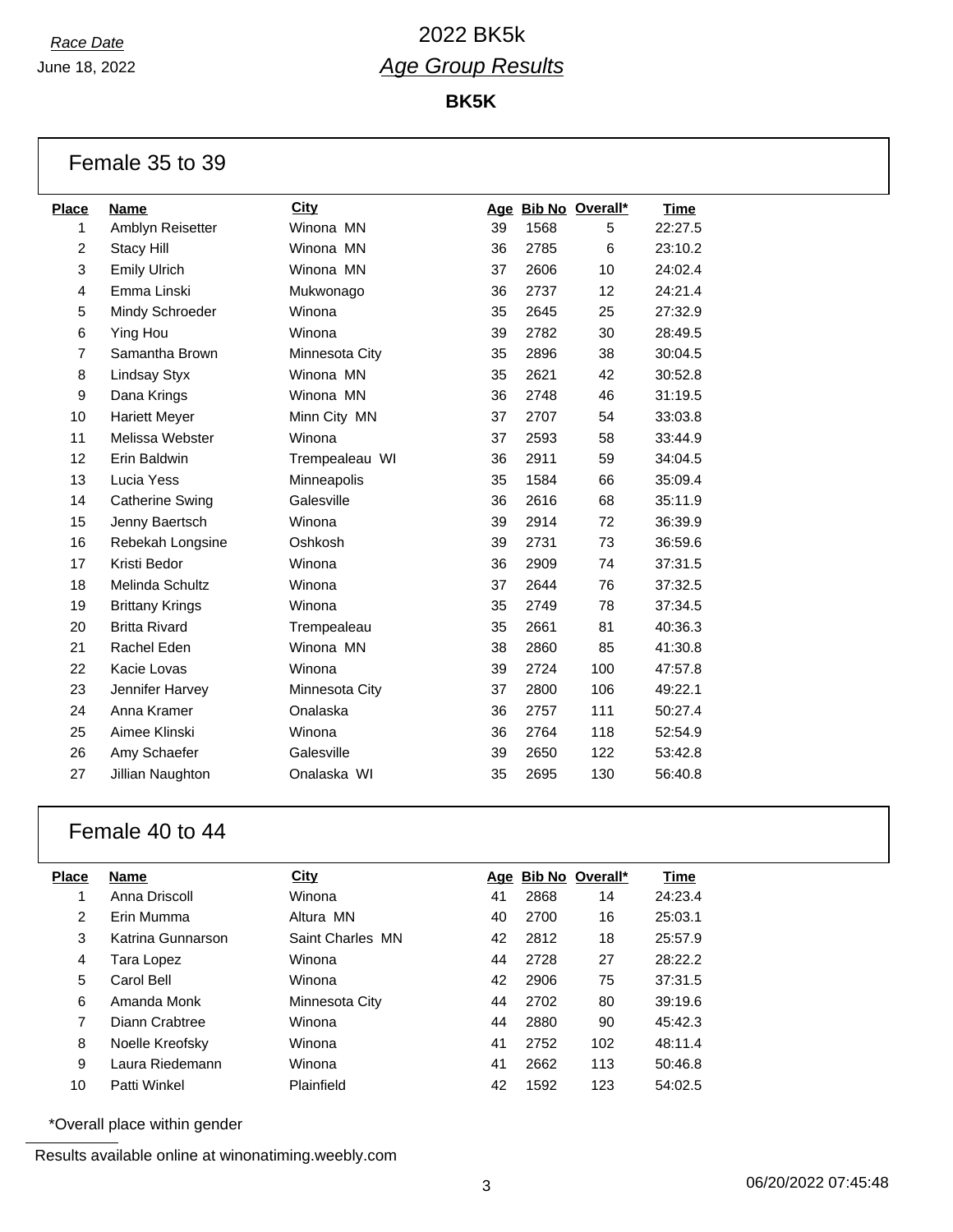*Race Date*
June 18, 2022

# 2022 BK5k

## *Age Group Results*

**BK5K**

### Female 35 to 39

| Place | Name | City | Age | Bib No | Overall* | Time |
|---|---|---|---|---|---|---|
| 1 | Amblyn Reisetter | Winona MN | 39 | 1568 | 5 | 22:27.5 |
| 2 | Stacy Hill | Winona MN | 36 | 2785 | 6 | 23:10.2 |
| 3 | Emily Ulrich | Winona MN | 37 | 2606 | 10 | 24:02.4 |
| 4 | Emma Linski | Mukwonago | 36 | 2737 | 12 | 24:21.4 |
| 5 | Mindy Schroeder | Winona | 35 | 2645 | 25 | 27:32.9 |
| 6 | Ying Hou | Winona | 39 | 2782 | 30 | 28:49.5 |
| 7 | Samantha Brown | Minnesota City | 35 | 2896 | 38 | 30:04.5 |
| 8 | Lindsay Styx | Winona MN | 35 | 2621 | 42 | 30:52.8 |
| 9 | Dana Krings | Winona MN | 36 | 2748 | 46 | 31:19.5 |
| 10 | Hariett Meyer | Minn City MN | 37 | 2707 | 54 | 33:03.8 |
| 11 | Melissa Webster | Winona | 37 | 2593 | 58 | 33:44.9 |
| 12 | Erin Baldwin | Trempealeau WI | 36 | 2911 | 59 | 34:04.5 |
| 13 | Lucia Yess | Minneapolis | 35 | 1584 | 66 | 35:09.4 |
| 14 | Catherine Swing | Galesville | 36 | 2616 | 68 | 35:11.9 |
| 15 | Jenny Baertsch | Winona | 39 | 2914 | 72 | 36:39.9 |
| 16 | Rebekah Longsine | Oshkosh | 39 | 2731 | 73 | 36:59.6 |
| 17 | Kristi Bedor | Winona | 36 | 2909 | 74 | 37:31.5 |
| 18 | Melinda Schultz | Winona | 37 | 2644 | 76 | 37:32.5 |
| 19 | Brittany Krings | Winona | 35 | 2749 | 78 | 37:34.5 |
| 20 | Britta Rivard | Trempealeau | 35 | 2661 | 81 | 40:36.3 |
| 21 | Rachel Eden | Winona MN | 38 | 2860 | 85 | 41:30.8 |
| 22 | Kacie Lovas | Winona | 39 | 2724 | 100 | 47:57.8 |
| 23 | Jennifer Harvey | Minnesota City | 37 | 2800 | 106 | 49:22.1 |
| 24 | Anna Kramer | Onalaska | 36 | 2757 | 111 | 50:27.4 |
| 25 | Aimee Klinski | Winona | 36 | 2764 | 118 | 52:54.9 |
| 26 | Amy Schaefer | Galesville | 39 | 2650 | 122 | 53:42.8 |
| 27 | Jillian Naughton | Onalaska WI | 35 | 2695 | 130 | 56:40.8 |

### Female 40 to 44

| Place | Name | City | Age | Bib No | Overall* | Time |
|---|---|---|---|---|---|---|
| 1 | Anna Driscoll | Winona | 41 | 2868 | 14 | 24:23.4 |
| 2 | Erin Mumma | Altura MN | 40 | 2700 | 16 | 25:03.1 |
| 3 | Katrina Gunnarson | Saint Charles MN | 42 | 2812 | 18 | 25:57.9 |
| 4 | Tara Lopez | Winona | 44 | 2728 | 27 | 28:22.2 |
| 5 | Carol Bell | Winona | 42 | 2906 | 75 | 37:31.5 |
| 6 | Amanda Monk | Minnesota City | 44 | 2702 | 80 | 39:19.6 |
| 7 | Diann Crabtree | Winona | 44 | 2880 | 90 | 45:42.3 |
| 8 | Noelle Kreofsky | Winona | 41 | 2752 | 102 | 48:11.4 |
| 9 | Laura Riedemann | Winona | 41 | 2662 | 113 | 50:46.8 |
| 10 | Patti Winkel | Plainfield | 42 | 1592 | 123 | 54:02.5 |

*Overall place within gender

Results available online at winonatiming.weebly.com

06/20/2022 07:45:48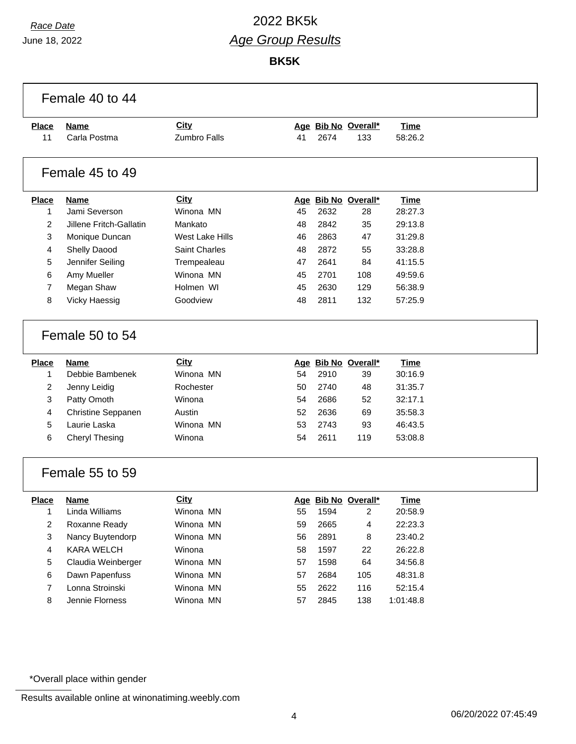# 2022 BK5k

## *Age Group Results*

*Race Date*
June 18, 2022

**BK5K**

### Female 40 to 44

| Place | Name | City | Age | Bib No | Overall* | Time |
|---|---|---|---|---|---|---|
| 11 | Carla Postma | Zumbro Falls | 41 | 2674 | 133 | 58:26.2 |

### Female 45 to 49

| Place | Name | City | Age | Bib No | Overall* | Time |
|---|---|---|---|---|---|---|
| 1 | Jami Severson | Winona MN | 45 | 2632 | 28 | 28:27.3 |
| 2 | Jillene Fritch-Gallatin | Mankato | 48 | 2842 | 35 | 29:13.8 |
| 3 | Monique Duncan | West Lake Hills | 46 | 2863 | 47 | 31:29.8 |
| 4 | Shelly Daood | Saint Charles | 48 | 2872 | 55 | 33:28.8 |
| 5 | Jennifer Seiling | Trempealeau | 47 | 2641 | 84 | 41:15.5 |
| 6 | Amy Mueller | Winona MN | 45 | 2701 | 108 | 49:59.6 |
| 7 | Megan Shaw | Holmen WI | 45 | 2630 | 129 | 56:38.9 |
| 8 | Vicky Haessig | Goodview | 48 | 2811 | 132 | 57:25.9 |

### Female 50 to 54

| Place | Name | City | Age | Bib No | Overall* | Time |
|---|---|---|---|---|---|---|
| 1 | Debbie Bambenek | Winona MN | 54 | 2910 | 39 | 30:16.9 |
| 2 | Jenny Leidig | Rochester | 50 | 2740 | 48 | 31:35.7 |
| 3 | Patty Omoth | Winona | 54 | 2686 | 52 | 32:17.1 |
| 4 | Christine Seppanen | Austin | 52 | 2636 | 69 | 35:58.3 |
| 5 | Laurie Laska | Winona MN | 53 | 2743 | 93 | 46:43.5 |
| 6 | Cheryl Thesing | Winona | 54 | 2611 | 119 | 53:08.8 |

### Female 55 to 59

| Place | Name | City | Age | Bib No | Overall* | Time |
|---|---|---|---|---|---|---|
| 1 | Linda Williams | Winona MN | 55 | 1594 | 2 | 20:58.9 |
| 2 | Roxanne Ready | Winona MN | 59 | 2665 | 4 | 22:23.3 |
| 3 | Nancy Buytendorp | Winona MN | 56 | 2891 | 8 | 23:40.2 |
| 4 | KARA WELCH | Winona | 58 | 1597 | 22 | 26:22.8 |
| 5 | Claudia Weinberger | Winona MN | 57 | 1598 | 64 | 34:56.8 |
| 6 | Dawn Papenfuss | Winona MN | 57 | 2684 | 105 | 48:31.8 |
| 7 | Lonna Stroinski | Winona MN | 55 | 2622 | 116 | 52:15.4 |
| 8 | Jennie Florness | Winona MN | 57 | 2845 | 138 | 1:01:48.8 |

*Overall place within gender

Results available online at winonatiming.weebly.com

06/20/2022 07:45:49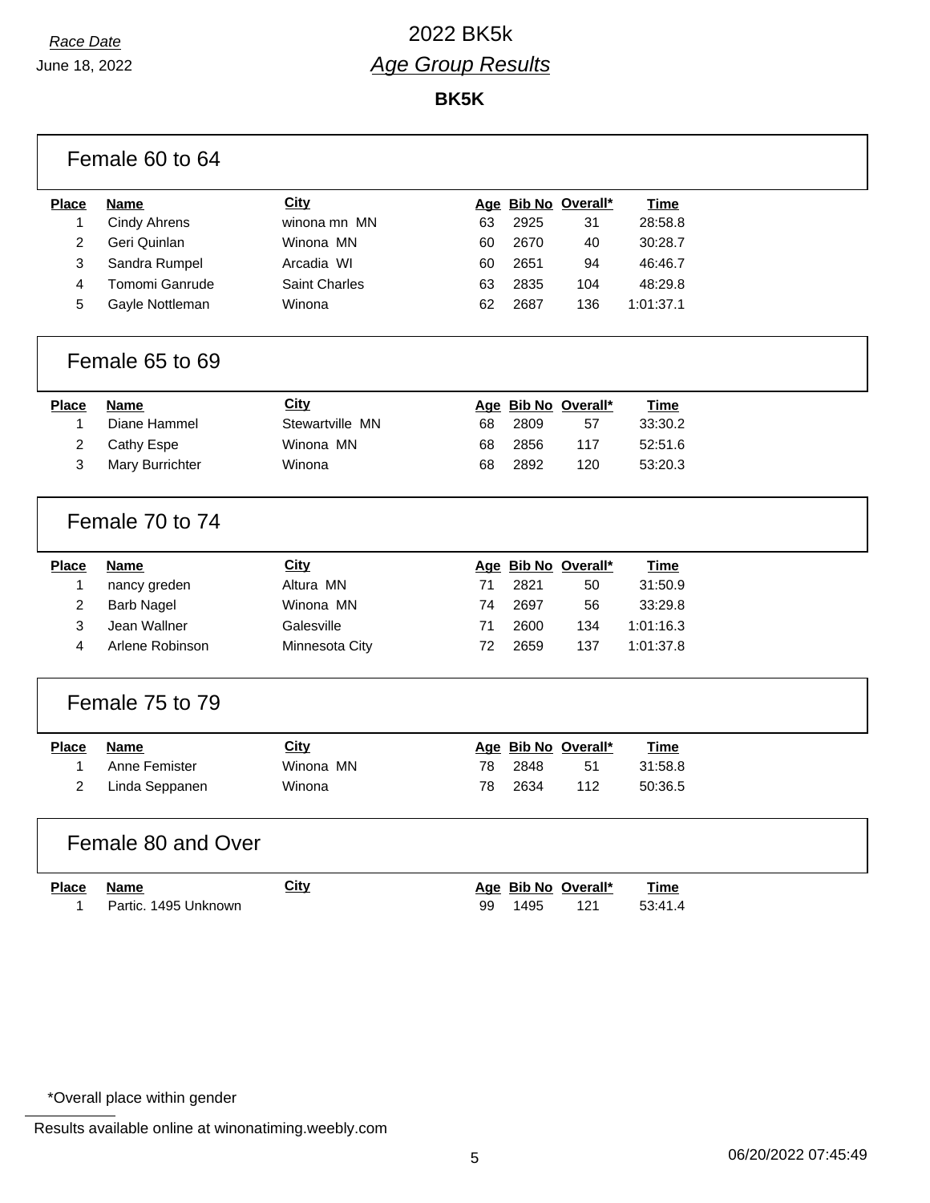*Race Date*

June 18, 2022

# 2022 BK5k

## *Age Group Results*

**BK5K**

### Female 60 to 64

| Place | Name | City | Age | Bib No | Overall* | Time |
|---|---|---|---|---|---|---|
| 1 | Cindy Ahrens | winona mn MN | 63 | 2925 | 31 | 28:58.8 |
| 2 | Geri Quinlan | Winona MN | 60 | 2670 | 40 | 30:28.7 |
| 3 | Sandra Rumpel | Arcadia WI | 60 | 2651 | 94 | 46:46.7 |
| 4 | Tomomi Ganrude | Saint Charles | 63 | 2835 | 104 | 48:29.8 |
| 5 | Gayle Nottleman | Winona | 62 | 2687 | 136 | 1:01:37.1 |

### Female 65 to 69

| Place | Name | City | Age | Bib No | Overall* | Time |
|---|---|---|---|---|---|---|
| 1 | Diane Hammel | Stewartville MN | 68 | 2809 | 57 | 33:30.2 |
| 2 | Cathy Espe | Winona MN | 68 | 2856 | 117 | 52:51.6 |
| 3 | Mary Burrichter | Winona | 68 | 2892 | 120 | 53:20.3 |

### Female 70 to 74

| Place | Name | City | Age | Bib No | Overall* | Time |
|---|---|---|---|---|---|---|
| 1 | nancy greden | Altura MN | 71 | 2821 | 50 | 31:50.9 |
| 2 | Barb Nagel | Winona MN | 74 | 2697 | 56 | 33:29.8 |
| 3 | Jean Wallner | Galesville | 71 | 2600 | 134 | 1:01:16.3 |
| 4 | Arlene Robinson | Minnesota City | 72 | 2659 | 137 | 1:01:37.8 |

### Female 75 to 79

| Place | Name | City | Age | Bib No | Overall* | Time |
|---|---|---|---|---|---|---|
| 1 | Anne Femister | Winona MN | 78 | 2848 | 51 | 31:58.8 |
| 2 | Linda Seppanen | Winona | 78 | 2634 | 112 | 50:36.5 |

### Female 80 and Over

| Place | Name | City | Age | Bib No | Overall* | Time |
|---|---|---|---|---|---|---|
| 1 | Partic. 1495 Unknown | | 99 | 1495 | 121 | 53:41.4 |

*Overall place within gender

Results available online at winonatiming.weebly.com

06/20/2022 07:45:49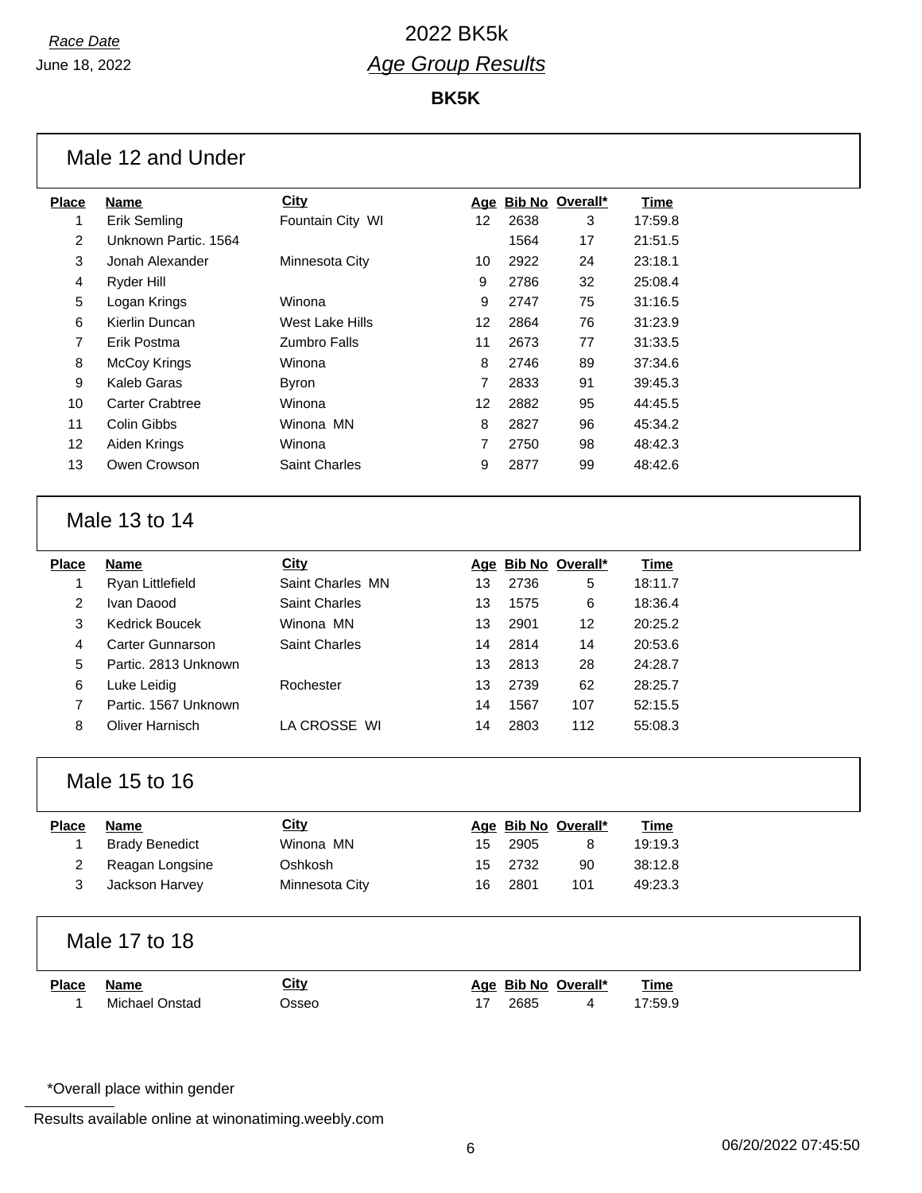*Race Date*
June 18, 2022

# 2022 BK5k

## *Age Group Results*

**BK5K**

### Male 12 and Under

| Place | Name | City | Age | Bib No | Overall* | Time |
|---|---|---|---|---|---|---|
| 1 | Erik Semling | Fountain City WI | 12 | 2638 | 3 | 17:59.8 |
| 2 | Unknown Partic. 1564 | | | 1564 | 17 | 21:51.5 |
| 3 | Jonah Alexander | Minnesota City | 10 | 2922 | 24 | 23:18.1 |
| 4 | Ryder Hill | | 9 | 2786 | 32 | 25:08.4 |
| 5 | Logan Krings | Winona | 9 | 2747 | 75 | 31:16.5 |
| 6 | Kierlin Duncan | West Lake Hills | 12 | 2864 | 76 | 31:23.9 |
| 7 | Erik Postma | Zumbro Falls | 11 | 2673 | 77 | 31:33.5 |
| 8 | McCoy Krings | Winona | 8 | 2746 | 89 | 37:34.6 |
| 9 | Kaleb Garas | Byron | 7 | 2833 | 91 | 39:45.3 |
| 10 | Carter Crabtree | Winona | 12 | 2882 | 95 | 44:45.5 |
| 11 | Colin Gibbs | Winona MN | 8 | 2827 | 96 | 45:34.2 |
| 12 | Aiden Krings | Winona | 7 | 2750 | 98 | 48:42.3 |
| 13 | Owen Crowson | Saint Charles | 9 | 2877 | 99 | 48:42.6 |

### Male 13 to 14

| Place | Name | City | Age | Bib No | Overall* | Time |
|---|---|---|---|---|---|---|
| 1 | Ryan Littlefield | Saint Charles MN | 13 | 2736 | 5 | 18:11.7 |
| 2 | Ivan Daood | Saint Charles | 13 | 1575 | 6 | 18:36.4 |
| 3 | Kedrick Boucek | Winona MN | 13 | 2901 | 12 | 20:25.2 |
| 4 | Carter Gunnarson | Saint Charles | 14 | 2814 | 14 | 20:53.6 |
| 5 | Partic. 2813 Unknown | | 13 | 2813 | 28 | 24:28.7 |
| 6 | Luke Leidig | Rochester | 13 | 2739 | 62 | 28:25.7 |
| 7 | Partic. 1567 Unknown | | 14 | 1567 | 107 | 52:15.5 |
| 8 | Oliver Harnisch | LA CROSSE WI | 14 | 2803 | 112 | 55:08.3 |

### Male 15 to 16

| Place | Name | City | Age | Bib No | Overall* | Time |
|---|---|---|---|---|---|---|
| 1 | Brady Benedict | Winona MN | 15 | 2905 | 8 | 19:19.3 |
| 2 | Reagan Longsine | Oshkosh | 15 | 2732 | 90 | 38:12.8 |
| 3 | Jackson Harvey | Minnesota City | 16 | 2801 | 101 | 49:23.3 |

### Male 17 to 18

| Place | Name | City | Age | Bib No | Overall* | Time |
|---|---|---|---|---|---|---|
| 1 | Michael Onstad | Osseo | 17 | 2685 | 4 | 17:59.9 |

*Overall place within gender

Results available online at winonatiming.weebly.com

06/20/2022 07:45:50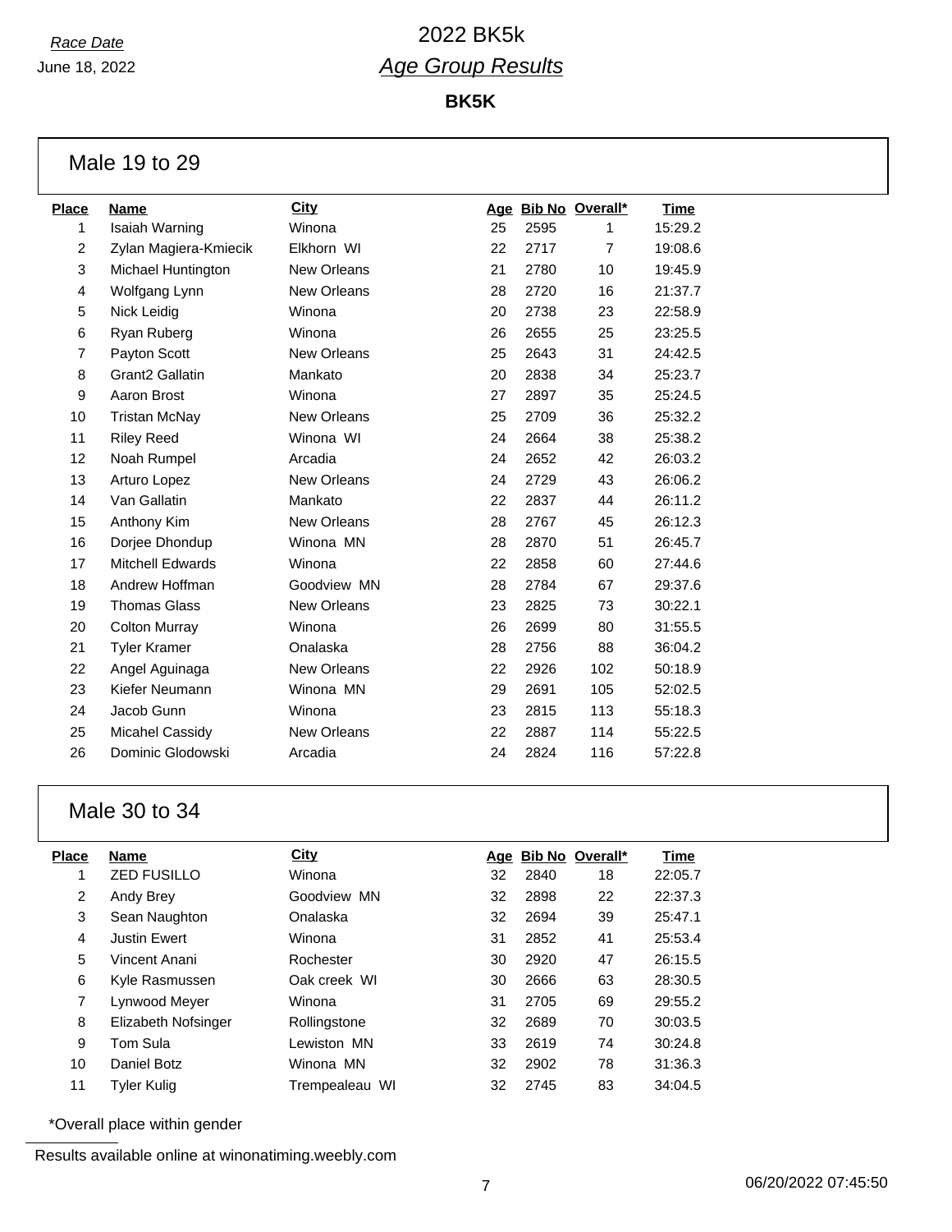*Race Date*

June 18, 2022

# 2022 BK5k

## *Age Group Results*

**BK5K**

## Male 19 to 29

| Place | Name | City | Age | Bib No | Overall* | Time |
|---|---|---|---|---|---|---|
| 1 | Isaiah Warning | Winona | 25 | 2595 | 1 | 15:29.2 |
| 2 | Zylan Magiera-Kmiecik | Elkhorn WI | 22 | 2717 | 7 | 19:08.6 |
| 3 | Michael Huntington | New Orleans | 21 | 2780 | 10 | 19:45.9 |
| 4 | Wolfgang Lynn | New Orleans | 28 | 2720 | 16 | 21:37.7 |
| 5 | Nick Leidig | Winona | 20 | 2738 | 23 | 22:58.9 |
| 6 | Ryan Ruberg | Winona | 26 | 2655 | 25 | 23:25.5 |
| 7 | Payton Scott | New Orleans | 25 | 2643 | 31 | 24:42.5 |
| 8 | Grant2 Gallatin | Mankato | 20 | 2838 | 34 | 25:23.7 |
| 9 | Aaron Brost | Winona | 27 | 2897 | 35 | 25:24.5 |
| 10 | Tristan McNay | New Orleans | 25 | 2709 | 36 | 25:32.2 |
| 11 | Riley Reed | Winona WI | 24 | 2664 | 38 | 25:38.2 |
| 12 | Noah Rumpel | Arcadia | 24 | 2652 | 42 | 26:03.2 |
| 13 | Arturo Lopez | New Orleans | 24 | 2729 | 43 | 26:06.2 |
| 14 | Van Gallatin | Mankato | 22 | 2837 | 44 | 26:11.2 |
| 15 | Anthony Kim | New Orleans | 28 | 2767 | 45 | 26:12.3 |
| 16 | Dorjee Dhondup | Winona MN | 28 | 2870 | 51 | 26:45.7 |
| 17 | Mitchell Edwards | Winona | 22 | 2858 | 60 | 27:44.6 |
| 18 | Andrew Hoffman | Goodview MN | 28 | 2784 | 67 | 29:37.6 |
| 19 | Thomas Glass | New Orleans | 23 | 2825 | 73 | 30:22.1 |
| 20 | Colton Murray | Winona | 26 | 2699 | 80 | 31:55.5 |
| 21 | Tyler Kramer | Onalaska | 28 | 2756 | 88 | 36:04.2 |
| 22 | Angel Aguinaga | New Orleans | 22 | 2926 | 102 | 50:18.9 |
| 23 | Kiefer Neumann | Winona MN | 29 | 2691 | 105 | 52:02.5 |
| 24 | Jacob Gunn | Winona | 23 | 2815 | 113 | 55:18.3 |
| 25 | Micahel Cassidy | New Orleans | 22 | 2887 | 114 | 55:22.5 |
| 26 | Dominic Glodowski | Arcadia | 24 | 2824 | 116 | 57:22.8 |

## Male 30 to 34

| Place | Name | City | Age | Bib No | Overall* | Time |
|---|---|---|---|---|---|---|
| 1 | ZED FUSILLO | Winona | 32 | 2840 | 18 | 22:05.7 |
| 2 | Andy Brey | Goodview MN | 32 | 2898 | 22 | 22:37.3 |
| 3 | Sean Naughton | Onalaska | 32 | 2694 | 39 | 25:47.1 |
| 4 | Justin Ewert | Winona | 31 | 2852 | 41 | 25:53.4 |
| 5 | Vincent Anani | Rochester | 30 | 2920 | 47 | 26:15.5 |
| 6 | Kyle Rasmussen | Oak creek WI | 30 | 2666 | 63 | 28:30.5 |
| 7 | Lynwood Meyer | Winona | 31 | 2705 | 69 | 29:55.2 |
| 8 | Elizabeth Nofsinger | Rollingstone | 32 | 2689 | 70 | 30:03.5 |
| 9 | Tom Sula | Lewiston MN | 33 | 2619 | 74 | 30:24.8 |
| 10 | Daniel Botz | Winona MN | 32 | 2902 | 78 | 31:36.3 |
| 11 | Tyler Kulig | Trempealeau WI | 32 | 2745 | 83 | 34:04.5 |

*Overall place within gender

Results available online at winonatiming.weebly.com

06/20/2022 07:45:50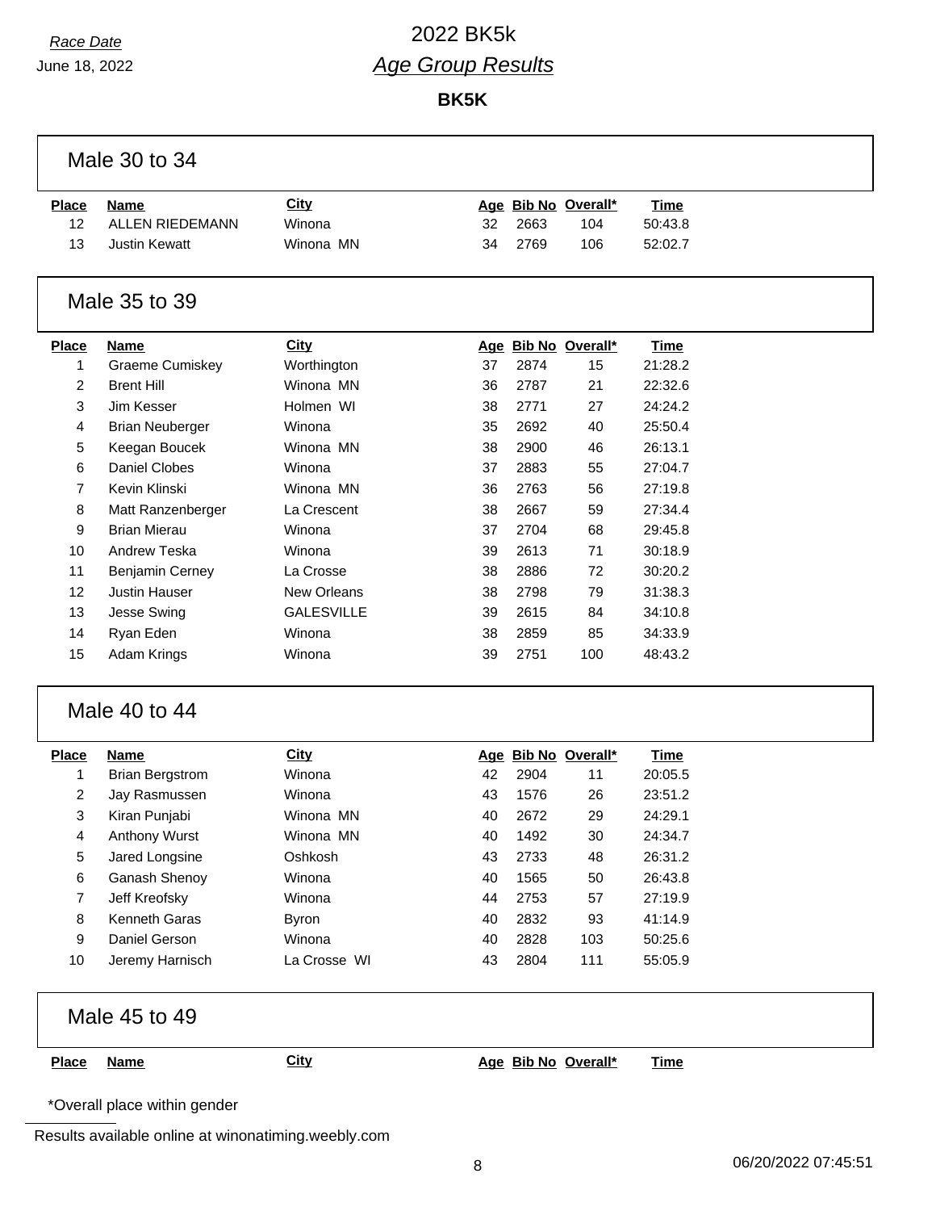*Race Date*
June 18, 2022

# 2022 BK5k
## *Age Group Results*

**BK5K**

### Male 30 to 34

| Place | Name | City | Age | Bib No | Overall* | Time |
|---|---|---|---|---|---|---|
| 12 | ALLEN RIEDEMANN | Winona | 32 | 2663 | 104 | 50:43.8 |
| 13 | Justin Kewatt | Winona MN | 34 | 2769 | 106 | 52:02.7 |

### Male 35 to 39

| Place | Name | City | Age | Bib No | Overall* | Time |
|---|---|---|---|---|---|---|
| 1 | Graeme Cumiskey | Worthington | 37 | 2874 | 15 | 21:28.2 |
| 2 | Brent Hill | Winona MN | 36 | 2787 | 21 | 22:32.6 |
| 3 | Jim Kesser | Holmen WI | 38 | 2771 | 27 | 24:24.2 |
| 4 | Brian Neuberger | Winona | 35 | 2692 | 40 | 25:50.4 |
| 5 | Keegan Boucek | Winona MN | 38 | 2900 | 46 | 26:13.1 |
| 6 | Daniel Clobes | Winona | 37 | 2883 | 55 | 27:04.7 |
| 7 | Kevin Klinski | Winona MN | 36 | 2763 | 56 | 27:19.8 |
| 8 | Matt Ranzenberger | La Crescent | 38 | 2667 | 59 | 27:34.4 |
| 9 | Brian Mierau | Winona | 37 | 2704 | 68 | 29:45.8 |
| 10 | Andrew Teska | Winona | 39 | 2613 | 71 | 30:18.9 |
| 11 | Benjamin Cerney | La Crosse | 38 | 2886 | 72 | 30:20.2 |
| 12 | Justin Hauser | New Orleans | 38 | 2798 | 79 | 31:38.3 |
| 13 | Jesse Swing | GALESVILLE | 39 | 2615 | 84 | 34:10.8 |
| 14 | Ryan Eden | Winona | 38 | 2859 | 85 | 34:33.9 |
| 15 | Adam Krings | Winona | 39 | 2751 | 100 | 48:43.2 |

### Male 40 to 44

| Place | Name | City | Age | Bib No | Overall* | Time |
|---|---|---|---|---|---|---|
| 1 | Brian Bergstrom | Winona | 42 | 2904 | 11 | 20:05.5 |
| 2 | Jay Rasmussen | Winona | 43 | 1576 | 26 | 23:51.2 |
| 3 | Kiran Punjabi | Winona MN | 40 | 2672 | 29 | 24:29.1 |
| 4 | Anthony Wurst | Winona MN | 40 | 1492 | 30 | 24:34.7 |
| 5 | Jared Longsine | Oshkosh | 43 | 2733 | 48 | 26:31.2 |
| 6 | Ganash Shenoy | Winona | 40 | 1565 | 50 | 26:43.8 |
| 7 | Jeff Kreofsky | Winona | 44 | 2753 | 57 | 27:19.9 |
| 8 | Kenneth Garas | Byron | 40 | 2832 | 93 | 41:14.9 |
| 9 | Daniel Gerson | Winona | 40 | 2828 | 103 | 50:25.6 |
| 10 | Jeremy Harnisch | La Crosse WI | 43 | 2804 | 111 | 55:05.9 |

### Male 45 to 49

| Place | Name | City | Age | Bib No | Overall* | Time |
|---|---|---|---|---|---|---|

*Overall place within gender

Results available online at winonatiming.weebly.com

06/20/2022 07:45:51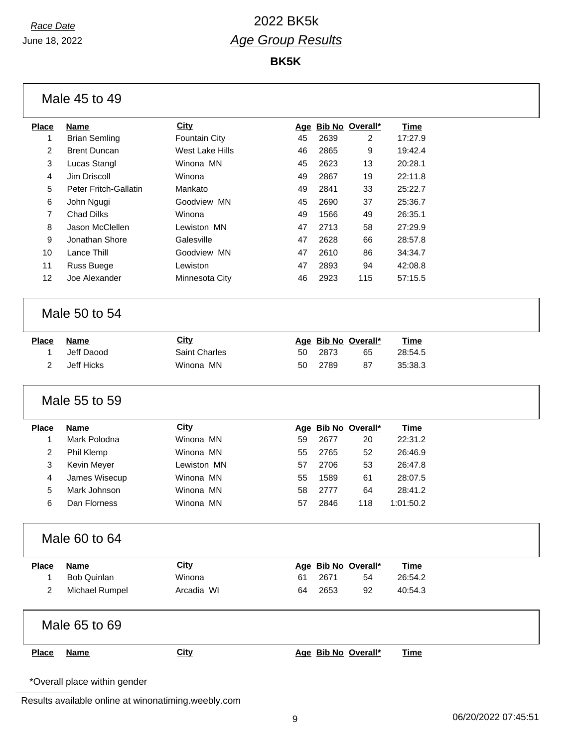**Race Date**

June 18, 2022

# 2022 BK5k

## *Age Group Results*

**BK5K**

### Male 45 to 49

| Place | Name | City | Age | Bib No | Overall* | Time |
|---|---|---|---|---|---|---|
| 1 | Brian Semling | Fountain City | 45 | 2639 | 2 | 17:27.9 |
| 2 | Brent Duncan | West Lake Hills | 46 | 2865 | 9 | 19:42.4 |
| 3 | Lucas Stangl | Winona MN | 45 | 2623 | 13 | 20:28.1 |
| 4 | Jim Driscoll | Winona | 49 | 2867 | 19 | 22:11.8 |
| 5 | Peter Fritch-Gallatin | Mankato | 49 | 2841 | 33 | 25:22.7 |
| 6 | John Ngugi | Goodview MN | 45 | 2690 | 37 | 25:36.7 |
| 7 | Chad Dilks | Winona | 49 | 1566 | 49 | 26:35.1 |
| 8 | Jason McClellen | Lewiston MN | 47 | 2713 | 58 | 27:29.9 |
| 9 | Jonathan Shore | Galesville | 47 | 2628 | 66 | 28:57.8 |
| 10 | Lance Thill | Goodview MN | 47 | 2610 | 86 | 34:34.7 |
| 11 | Russ Buege | Lewiston | 47 | 2893 | 94 | 42:08.8 |
| 12 | Joe Alexander | Minnesota City | 46 | 2923 | 115 | 57:15.5 |

### Male 50 to 54

| Place | Name | City | Age | Bib No | Overall* | Time |
|---|---|---|---|---|---|---|
| 1 | Jeff Daood | Saint Charles | 50 | 2873 | 65 | 28:54.5 |
| 2 | Jeff Hicks | Winona MN | 50 | 2789 | 87 | 35:38.3 |

### Male 55 to 59

| Place | Name | City | Age | Bib No | Overall* | Time |
|---|---|---|---|---|---|---|
| 1 | Mark Polodna | Winona MN | 59 | 2677 | 20 | 22:31.2 |
| 2 | Phil Klemp | Winona MN | 55 | 2765 | 52 | 26:46.9 |
| 3 | Kevin Meyer | Lewiston MN | 57 | 2706 | 53 | 26:47.8 |
| 4 | James Wisecup | Winona MN | 55 | 1589 | 61 | 28:07.5 |
| 5 | Mark Johnson | Winona MN | 58 | 2777 | 64 | 28:41.2 |
| 6 | Dan Florness | Winona MN | 57 | 2846 | 118 | 1:01:50.2 |

### Male 60 to 64

| Place | Name | City | Age | Bib No | Overall* | Time |
|---|---|---|---|---|---|---|
| 1 | Bob Quinlan | Winona | 61 | 2671 | 54 | 26:54.2 |
| 2 | Michael Rumpel | Arcadia WI | 64 | 2653 | 92 | 40:54.3 |

### Male 65 to 69

| Place | Name | City | Age | Bib No | Overall* | Time |
|---|---|---|---|---|---|---|

*Overall place within gender

Results available online at winonatiming.weebly.com

06/20/2022 07:45:51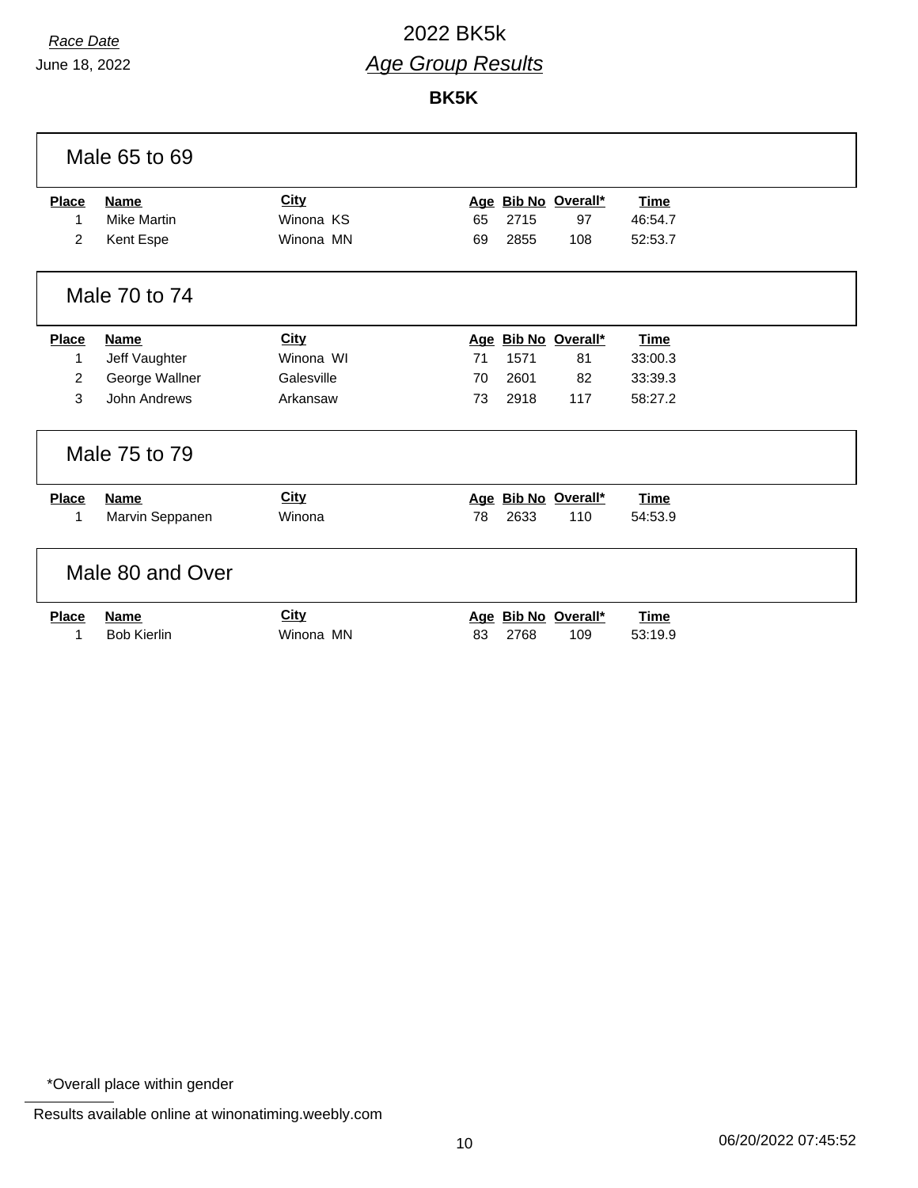*Race Date*

June 18, 2022

# 2022 BK5k

## *Age Group Results*

**BK5K**

### Male 65 to 69

| Place | Name | City | Age | Bib No | Overall* | Time |
|---|---|---|---|---|---|---|
| 1 | Mike Martin | Winona KS | 65 | 2715 | 97 | 46:54.7 |
| 2 | Kent Espe | Winona MN | 69 | 2855 | 108 | 52:53.7 |

### Male 70 to 74

| Place | Name | City | Age | Bib No | Overall* | Time |
|---|---|---|---|---|---|---|
| 1 | Jeff Vaughter | Winona WI | 71 | 1571 | 81 | 33:00.3 |
| 2 | George Wallner | Galesville | 70 | 2601 | 82 | 33:39.3 |
| 3 | John Andrews | Arkansaw | 73 | 2918 | 117 | 58:27.2 |

### Male 75 to 79

| Place | Name | City | Age | Bib No | Overall* | Time |
|---|---|---|---|---|---|---|
| 1 | Marvin Seppanen | Winona | 78 | 2633 | 110 | 54:53.9 |

### Male 80 and Over

| Place | Name | City | Age | Bib No | Overall* | Time |
|---|---|---|---|---|---|---|
| 1 | Bob Kierlin | Winona MN | 83 | 2768 | 109 | 53:19.9 |

*Overall place within gender

Results available online at winonatiming.weebly.com

06/20/2022 07:45:52